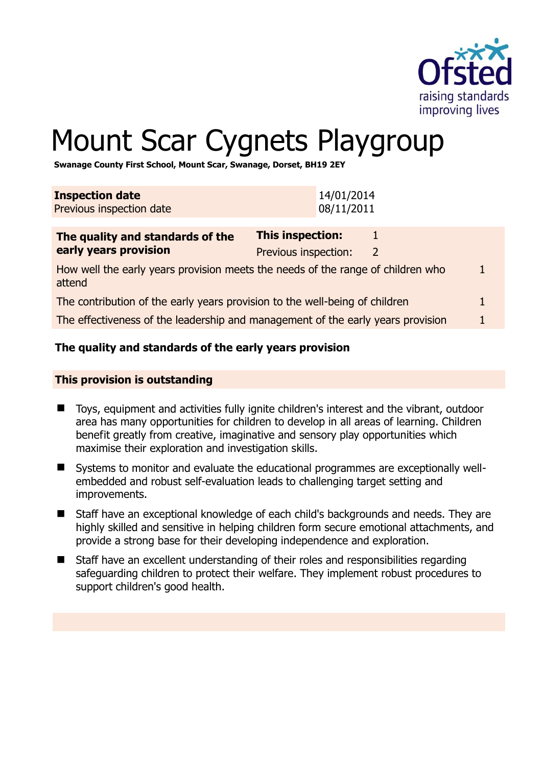# Mount Scar Cygnets Playgroup

**Swanage County First School, Mount Scar, Swanage, Dorset, BH19 2EY**

| **Inspection date** | 14/01/2014 |
|---|---|
| Previous inspection date | 08/11/2011 |

| **The quality and standards of the early years provision** | **This inspection:** | 1 |
|---|---|---|
| | Previous inspection: | 2 |
| How well the early years provision meets the needs of the range of children who attend | | 1 |
| The contribution of the early years provision to the well-being of children | | 1 |
| The effectiveness of the leadership and management of the early years provision | | 1 |

### The quality and standards of the early years provision

**This provision is outstanding**

- Toys, equipment and activities fully ignite children's interest and the vibrant, outdoor area has many opportunities for children to develop in all areas of learning. Children benefit greatly from creative, imaginative and sensory play opportunities which maximise their exploration and investigation skills.
- Systems to monitor and evaluate the educational programmes are exceptionally well-embedded and robust self-evaluation leads to challenging target setting and improvements.
- Staff have an exceptional knowledge of each child's backgrounds and needs. They are highly skilled and sensitive in helping children form secure emotional attachments, and provide a strong base for their developing independence and exploration.
- Staff have an excellent understanding of their roles and responsibilities regarding safeguarding children to protect their welfare. They implement robust procedures to support children's good health.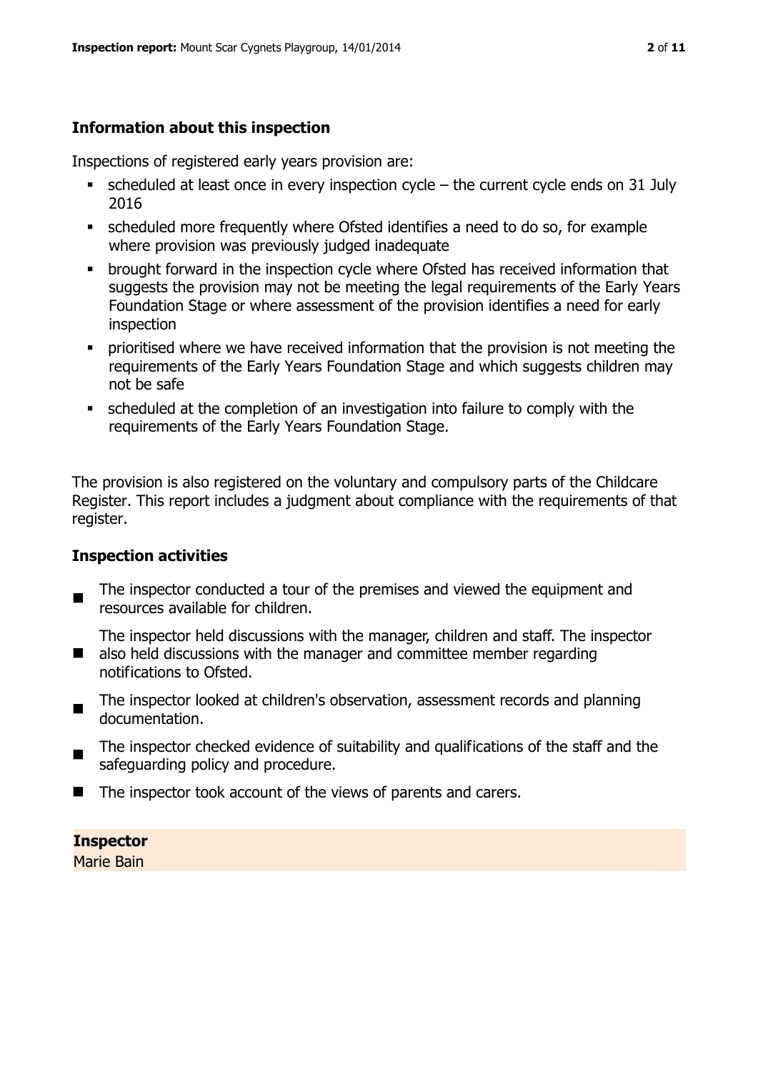## Information about this inspection

Inspections of registered early years provision are:

- scheduled at least once in every inspection cycle – the current cycle ends on 31 July 2016
- scheduled more frequently where Ofsted identifies a need to do so, for example where provision was previously judged inadequate
- brought forward in the inspection cycle where Ofsted has received information that suggests the provision may not be meeting the legal requirements of the Early Years Foundation Stage or where assessment of the provision identifies a need for early inspection
- prioritised where we have received information that the provision is not meeting the requirements of the Early Years Foundation Stage and which suggests children may not be safe
- scheduled at the completion of an investigation into failure to comply with the requirements of the Early Years Foundation Stage.

The provision is also registered on the voluntary and compulsory parts of the Childcare Register. This report includes a judgment about compliance with the requirements of that register.

## Inspection activities

- The inspector conducted a tour of the premises and viewed the equipment and resources available for children.
- The inspector held discussions with the manager, children and staff. The inspector also held discussions with the manager and committee member regarding notifications to Ofsted.
- The inspector looked at children's observation, assessment records and planning documentation.
- The inspector checked evidence of suitability and qualifications of the staff and the safeguarding policy and procedure.
- The inspector took account of the views of parents and carers.

**Inspector**
Marie Bain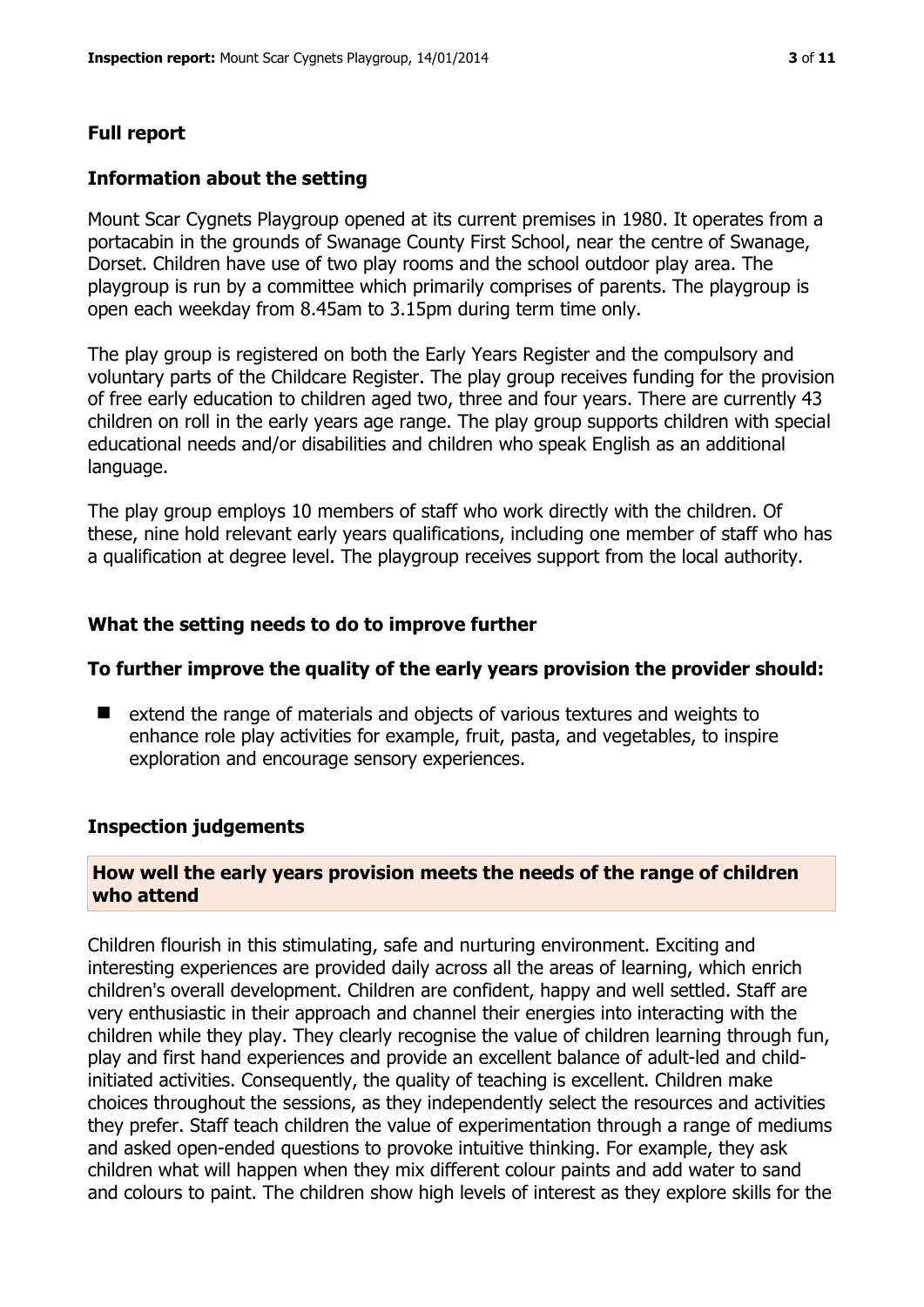## Full report

### Information about the setting

Mount Scar Cygnets Playgroup opened at its current premises in 1980. It operates from a portacabin in the grounds of Swanage County First School, near the centre of Swanage, Dorset. Children have use of two play rooms and the school outdoor play area. The playgroup is run by a committee which primarily comprises of parents. The playgroup is open each weekday from 8.45am to 3.15pm during term time only.

The play group is registered on both the Early Years Register and the compulsory and voluntary parts of the Childcare Register. The play group receives funding for the provision of free early education to children aged two, three and four years. There are currently 43 children on roll in the early years age range. The play group supports children with special educational needs and/or disabilities and children who speak English as an additional language.

The play group employs 10 members of staff who work directly with the children. Of these, nine hold relevant early years qualifications, including one member of staff who has a qualification at degree level. The playgroup receives support from the local authority.

### What the setting needs to do to improve further

#### To further improve the quality of the early years provision the provider should:

- extend the range of materials and objects of various textures and weights to enhance role play activities for example, fruit, pasta, and vegetables, to inspire exploration and encourage sensory experiences.

### Inspection judgements

#### How well the early years provision meets the needs of the range of children who attend

Children flourish in this stimulating, safe and nurturing environment. Exciting and interesting experiences are provided daily across all the areas of learning, which enrich children's overall development. Children are confident, happy and well settled. Staff are very enthusiastic in their approach and channel their energies into interacting with the children while they play. They clearly recognise the value of children learning through fun, play and first hand experiences and provide an excellent balance of adult-led and child-initiated activities. Consequently, the quality of teaching is excellent. Children make choices throughout the sessions, as they independently select the resources and activities they prefer. Staff teach children the value of experimentation through a range of mediums and asked open-ended questions to provoke intuitive thinking. For example, they ask children what will happen when they mix different colour paints and add water to sand and colours to paint. The children show high levels of interest as they explore skills for the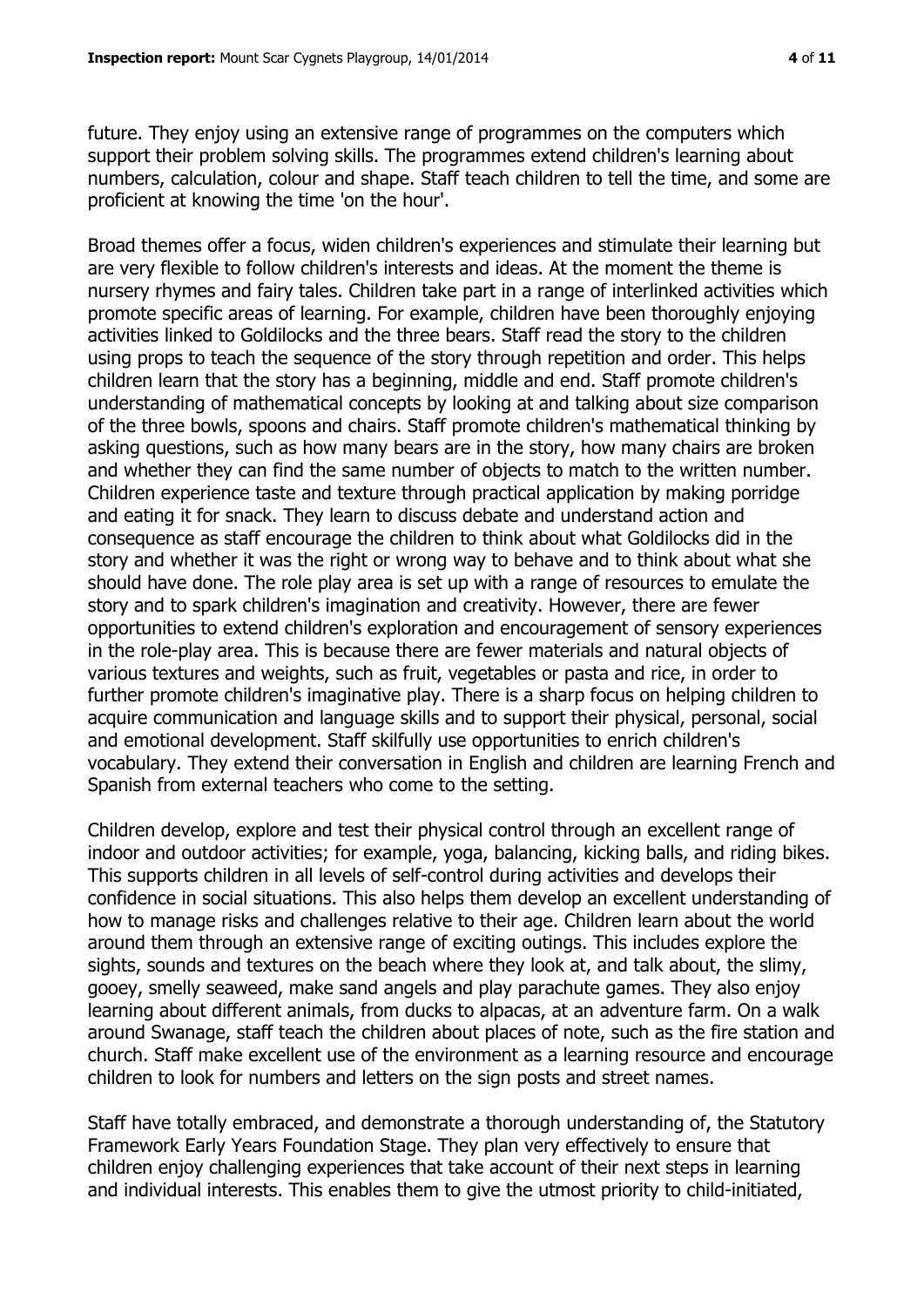future. They enjoy using an extensive range of programmes on the computers which support their problem solving skills. The programmes extend children's learning about numbers, calculation, colour and shape. Staff teach children to tell the time, and some are proficient at knowing the time 'on the hour'.

Broad themes offer a focus, widen children's experiences and stimulate their learning but are very flexible to follow children's interests and ideas. At the moment the theme is nursery rhymes and fairy tales. Children take part in a range of interlinked activities which promote specific areas of learning. For example, children have been thoroughly enjoying activities linked to Goldilocks and the three bears. Staff read the story to the children using props to teach the sequence of the story through repetition and order. This helps children learn that the story has a beginning, middle and end. Staff promote children's understanding of mathematical concepts by looking at and talking about size comparison of the three bowls, spoons and chairs. Staff promote children's mathematical thinking by asking questions, such as how many bears are in the story, how many chairs are broken and whether they can find the same number of objects to match to the written number. Children experience taste and texture through practical application by making porridge and eating it for snack. They learn to discuss debate and understand action and consequence as staff encourage the children to think about what Goldilocks did in the story and whether it was the right or wrong way to behave and to think about what she should have done. The role play area is set up with a range of resources to emulate the story and to spark children's imagination and creativity. However, there are fewer opportunities to extend children's exploration and encouragement of sensory experiences in the role-play area. This is because there are fewer materials and natural objects of various textures and weights, such as fruit, vegetables or pasta and rice, in order to further promote children's imaginative play. There is a sharp focus on helping children to acquire communication and language skills and to support their physical, personal, social and emotional development. Staff skilfully use opportunities to enrich children's vocabulary. They extend their conversation in English and children are learning French and Spanish from external teachers who come to the setting.

Children develop, explore and test their physical control through an excellent range of indoor and outdoor activities; for example, yoga, balancing, kicking balls, and riding bikes. This supports children in all levels of self-control during activities and develops their confidence in social situations. This also helps them develop an excellent understanding of how to manage risks and challenges relative to their age. Children learn about the world around them through an extensive range of exciting outings. This includes explore the sights, sounds and textures on the beach where they look at, and talk about, the slimy, gooey, smelly seaweed, make sand angels and play parachute games. They also enjoy learning about different animals, from ducks to alpacas, at an adventure farm. On a walk around Swanage, staff teach the children about places of note, such as the fire station and church. Staff make excellent use of the environment as a learning resource and encourage children to look for numbers and letters on the sign posts and street names.

Staff have totally embraced, and demonstrate a thorough understanding of, the Statutory Framework Early Years Foundation Stage. They plan very effectively to ensure that children enjoy challenging experiences that take account of their next steps in learning and individual interests. This enables them to give the utmost priority to child-initiated,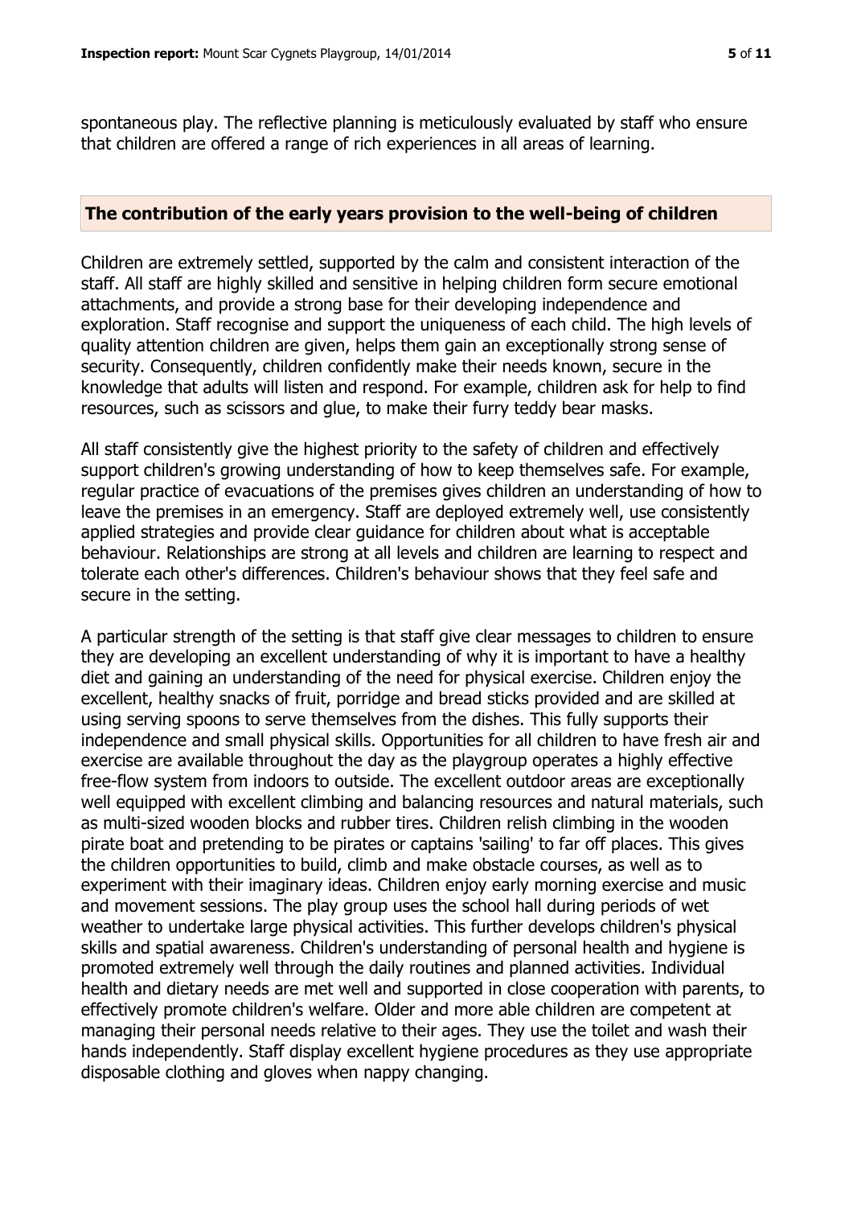spontaneous play. The reflective planning is meticulously evaluated by staff who ensure that children are offered a range of rich experiences in all areas of learning.

## The contribution of the early years provision to the well-being of children

Children are extremely settled, supported by the calm and consistent interaction of the staff. All staff are highly skilled and sensitive in helping children form secure emotional attachments, and provide a strong base for their developing independence and exploration. Staff recognise and support the uniqueness of each child. The high levels of quality attention children are given, helps them gain an exceptionally strong sense of security. Consequently, children confidently make their needs known, secure in the knowledge that adults will listen and respond. For example, children ask for help to find resources, such as scissors and glue, to make their furry teddy bear masks.

All staff consistently give the highest priority to the safety of children and effectively support children's growing understanding of how to keep themselves safe. For example, regular practice of evacuations of the premises gives children an understanding of how to leave the premises in an emergency. Staff are deployed extremely well, use consistently applied strategies and provide clear guidance for children about what is acceptable behaviour. Relationships are strong at all levels and children are learning to respect and tolerate each other's differences. Children's behaviour shows that they feel safe and secure in the setting.

A particular strength of the setting is that staff give clear messages to children to ensure they are developing an excellent understanding of why it is important to have a healthy diet and gaining an understanding of the need for physical exercise. Children enjoy the excellent, healthy snacks of fruit, porridge and bread sticks provided and are skilled at using serving spoons to serve themselves from the dishes. This fully supports their independence and small physical skills. Opportunities for all children to have fresh air and exercise are available throughout the day as the playgroup operates a highly effective free-flow system from indoors to outside. The excellent outdoor areas are exceptionally well equipped with excellent climbing and balancing resources and natural materials, such as multi-sized wooden blocks and rubber tires. Children relish climbing in the wooden pirate boat and pretending to be pirates or captains 'sailing' to far off places. This gives the children opportunities to build, climb and make obstacle courses, as well as to experiment with their imaginary ideas. Children enjoy early morning exercise and music and movement sessions. The play group uses the school hall during periods of wet weather to undertake large physical activities. This further develops children's physical skills and spatial awareness. Children's understanding of personal health and hygiene is promoted extremely well through the daily routines and planned activities. Individual health and dietary needs are met well and supported in close cooperation with parents, to effectively promote children's welfare. Older and more able children are competent at managing their personal needs relative to their ages. They use the toilet and wash their hands independently. Staff display excellent hygiene procedures as they use appropriate disposable clothing and gloves when nappy changing.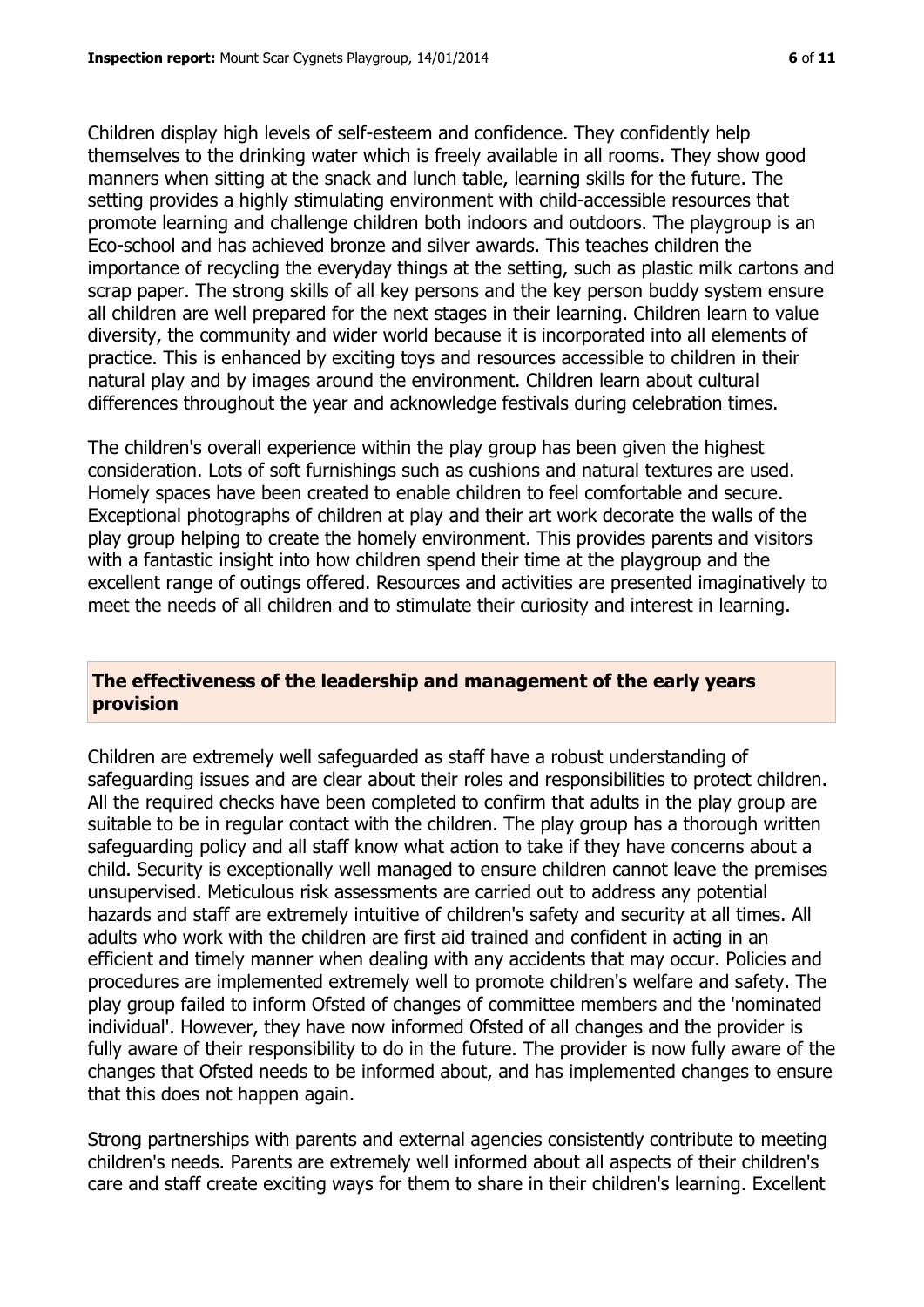Children display high levels of self-esteem and confidence. They confidently help themselves to the drinking water which is freely available in all rooms. They show good manners when sitting at the snack and lunch table, learning skills for the future. The setting provides a highly stimulating environment with child-accessible resources that promote learning and challenge children both indoors and outdoors. The playgroup is an Eco-school and has achieved bronze and silver awards. This teaches children the importance of recycling the everyday things at the setting, such as plastic milk cartons and scrap paper. The strong skills of all key persons and the key person buddy system ensure all children are well prepared for the next stages in their learning. Children learn to value diversity, the community and wider world because it is incorporated into all elements of practice. This is enhanced by exciting toys and resources accessible to children in their natural play and by images around the environment. Children learn about cultural differences throughout the year and acknowledge festivals during celebration times.

The children's overall experience within the play group has been given the highest consideration. Lots of soft furnishings such as cushions and natural textures are used. Homely spaces have been created to enable children to feel comfortable and secure. Exceptional photographs of children at play and their art work decorate the walls of the play group helping to create the homely environment. This provides parents and visitors with a fantastic insight into how children spend their time at the playgroup and the excellent range of outings offered. Resources and activities are presented imaginatively to meet the needs of all children and to stimulate their curiosity and interest in learning.

## The effectiveness of the leadership and management of the early years provision

Children are extremely well safeguarded as staff have a robust understanding of safeguarding issues and are clear about their roles and responsibilities to protect children. All the required checks have been completed to confirm that adults in the play group are suitable to be in regular contact with the children. The play group has a thorough written safeguarding policy and all staff know what action to take if they have concerns about a child. Security is exceptionally well managed to ensure children cannot leave the premises unsupervised. Meticulous risk assessments are carried out to address any potential hazards and staff are extremely intuitive of children's safety and security at all times. All adults who work with the children are first aid trained and confident in acting in an efficient and timely manner when dealing with any accidents that may occur. Policies and procedures are implemented extremely well to promote children's welfare and safety. The play group failed to inform Ofsted of changes of committee members and the 'nominated individual'. However, they have now informed Ofsted of all changes and the provider is fully aware of their responsibility to do in the future. The provider is now fully aware of the changes that Ofsted needs to be informed about, and has implemented changes to ensure that this does not happen again.

Strong partnerships with parents and external agencies consistently contribute to meeting children's needs. Parents are extremely well informed about all aspects of their children's care and staff create exciting ways for them to share in their children's learning. Excellent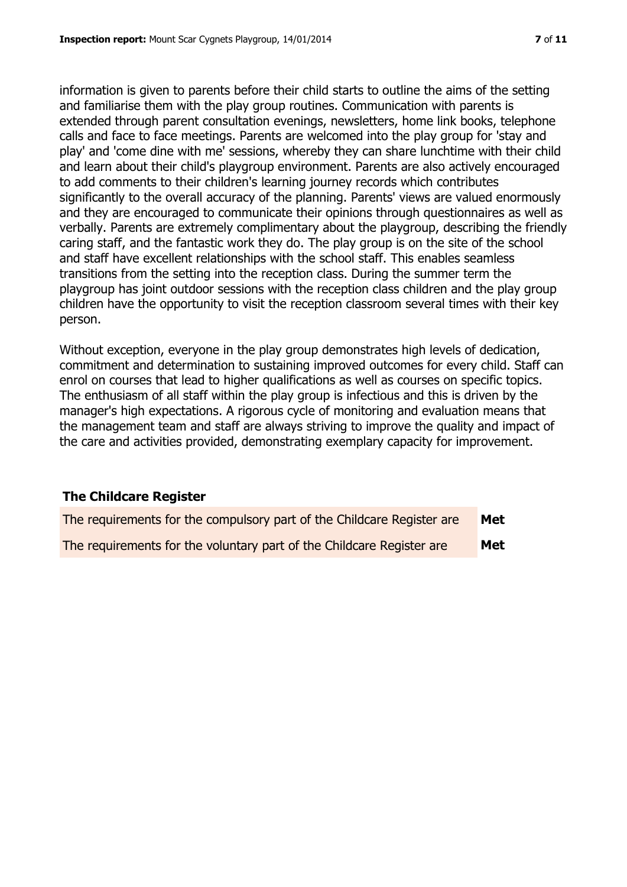information is given to parents before their child starts to outline the aims of the setting and familiarise them with the play group routines. Communication with parents is extended through parent consultation evenings, newsletters, home link books, telephone calls and face to face meetings. Parents are welcomed into the play group for 'stay and play' and 'come dine with me' sessions, whereby they can share lunchtime with their child and learn about their child's playgroup environment. Parents are also actively encouraged to add comments to their children's learning journey records which contributes significantly to the overall accuracy of the planning. Parents' views are valued enormously and they are encouraged to communicate their opinions through questionnaires as well as verbally. Parents are extremely complimentary about the playgroup, describing the friendly caring staff, and the fantastic work they do. The play group is on the site of the school and staff have excellent relationships with the school staff. This enables seamless transitions from the setting into the reception class. During the summer term the playgroup has joint outdoor sessions with the reception class children and the play group children have the opportunity to visit the reception classroom several times with their key person.

Without exception, everyone in the play group demonstrates high levels of dedication, commitment and determination to sustaining improved outcomes for every child. Staff can enrol on courses that lead to higher qualifications as well as courses on specific topics. The enthusiasm of all staff within the play group is infectious and this is driven by the manager's high expectations. A rigorous cycle of monitoring and evaluation means that the management team and staff are always striving to improve the quality and impact of the care and activities provided, demonstrating exemplary capacity for improvement.

## The Childcare Register

| | |
|---|---|
| The requirements for the compulsory part of the Childcare Register are | **Met** |
| The requirements for the voluntary part of the Childcare Register are | **Met** |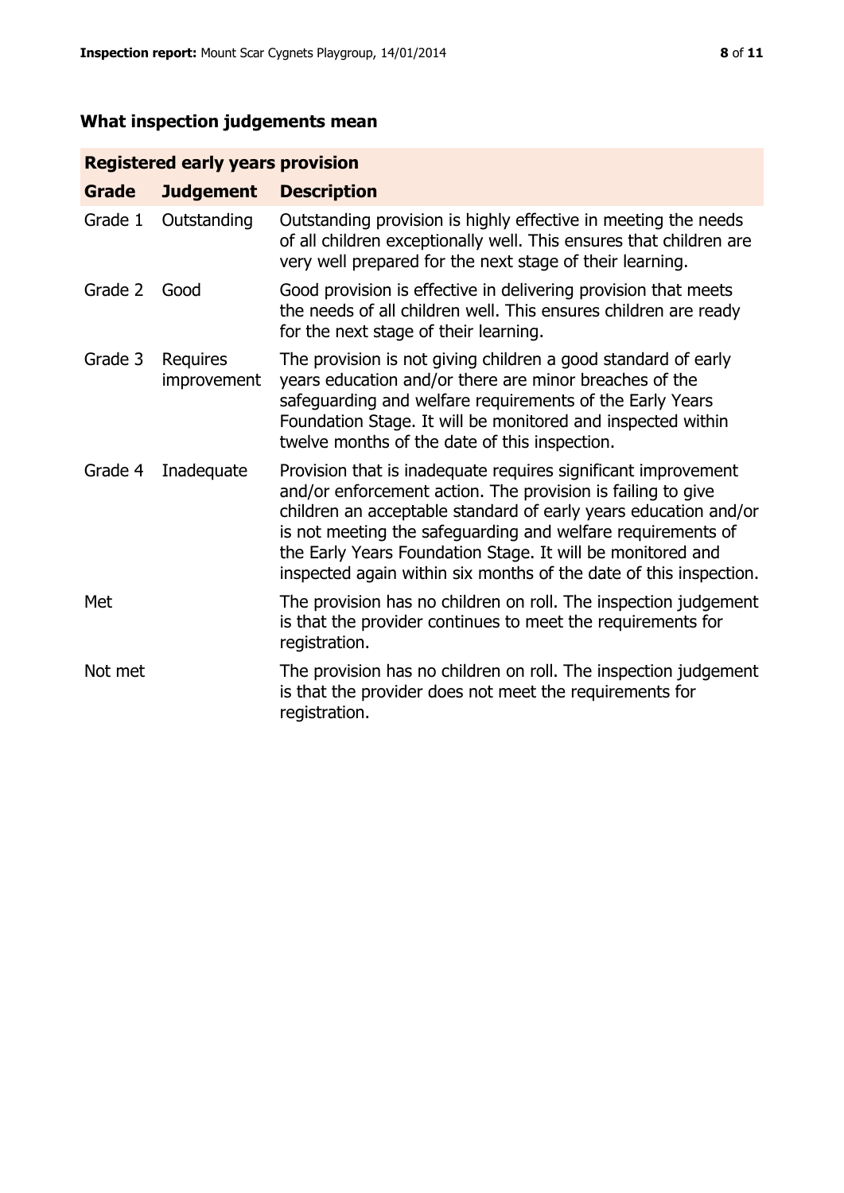## What inspection judgements mean

| Registered early years provision | | |
| --- | --- | --- |
| **Grade** | **Judgement** | **Description** |
| Grade 1 | Outstanding | Outstanding provision is highly effective in meeting the needs of all children exceptionally well. This ensures that children are very well prepared for the next stage of their learning. |
| Grade 2 | Good | Good provision is effective in delivering provision that meets the needs of all children well. This ensures children are ready for the next stage of their learning. |
| Grade 3 | Requires improvement | The provision is not giving children a good standard of early years education and/or there are minor breaches of the safeguarding and welfare requirements of the Early Years Foundation Stage. It will be monitored and inspected within twelve months of the date of this inspection. |
| Grade 4 | Inadequate | Provision that is inadequate requires significant improvement and/or enforcement action. The provision is failing to give children an acceptable standard of early years education and/or is not meeting the safeguarding and welfare requirements of the Early Years Foundation Stage. It will be monitored and inspected again within six months of the date of this inspection. |
| Met | | The provision has no children on roll. The inspection judgement is that the provider continues to meet the requirements for registration. |
| Not met | | The provision has no children on roll. The inspection judgement is that the provider does not meet the requirements for registration. |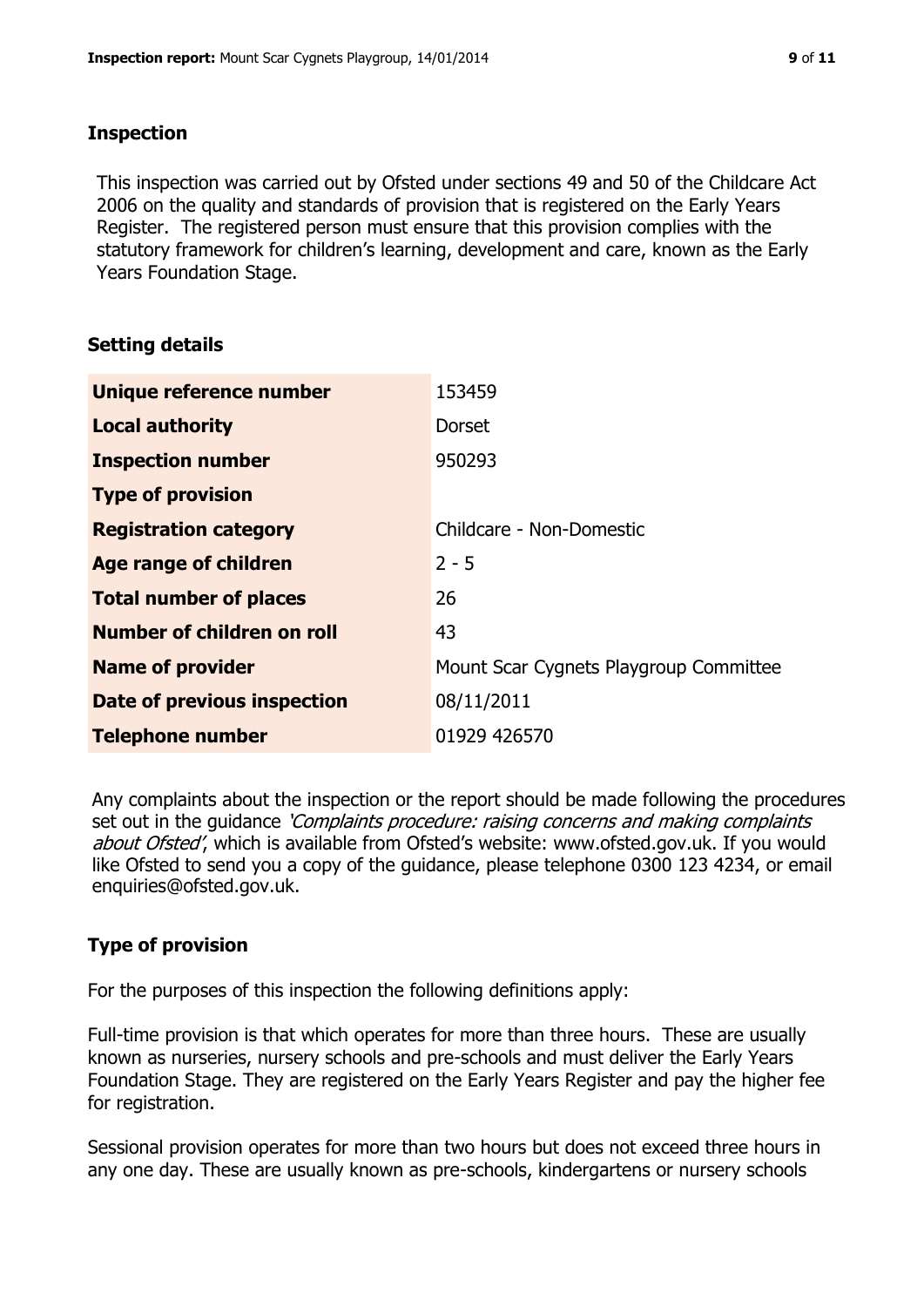## Inspection

This inspection was carried out by Ofsted under sections 49 and 50 of the Childcare Act 2006 on the quality and standards of provision that is registered on the Early Years Register. The registered person must ensure that this provision complies with the statutory framework for children's learning, development and care, known as the Early Years Foundation Stage.

## Setting details

| | |
|---|---|
| **Unique reference number** | 153459 |
| **Local authority** | Dorset |
| **Inspection number** | 950293 |
| **Type of provision** | |
| **Registration category** | Childcare - Non-Domestic |
| **Age range of children** | 2 - 5 |
| **Total number of places** | 26 |
| **Number of children on roll** | 43 |
| **Name of provider** | Mount Scar Cygnets Playgroup Committee |
| **Date of previous inspection** | 08/11/2011 |
| **Telephone number** | 01929 426570 |

Any complaints about the inspection or the report should be made following the procedures set out in the guidance *'Complaints procedure: raising concerns and making complaints about Ofsted'*, which is available from Ofsted's website: www.ofsted.gov.uk. If you would like Ofsted to send you a copy of the guidance, please telephone 0300 123 4234, or email enquiries@ofsted.gov.uk.

## Type of provision

For the purposes of this inspection the following definitions apply:

Full-time provision is that which operates for more than three hours. These are usually known as nurseries, nursery schools and pre-schools and must deliver the Early Years Foundation Stage. They are registered on the Early Years Register and pay the higher fee for registration.

Sessional provision operates for more than two hours but does not exceed three hours in any one day. These are usually known as pre-schools, kindergartens or nursery schools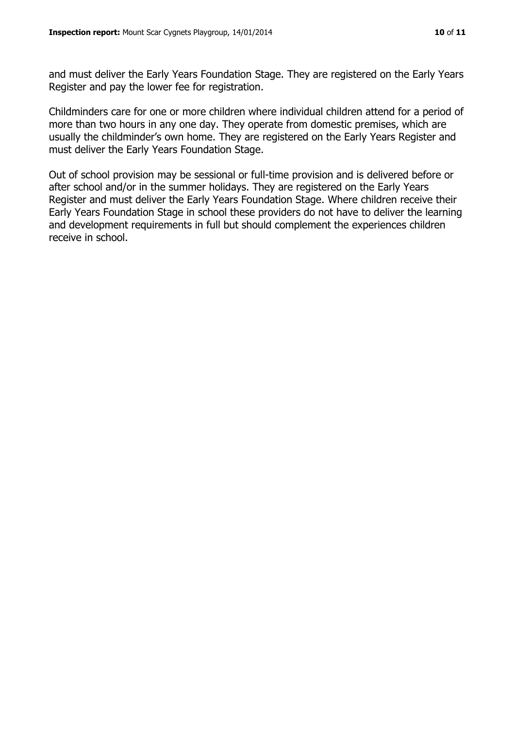and must deliver the Early Years Foundation Stage. They are registered on the Early Years Register and pay the lower fee for registration.

Childminders care for one or more children where individual children attend for a period of more than two hours in any one day. They operate from domestic premises, which are usually the childminder's own home. They are registered on the Early Years Register and must deliver the Early Years Foundation Stage.

Out of school provision may be sessional or full-time provision and is delivered before or after school and/or in the summer holidays. They are registered on the Early Years Register and must deliver the Early Years Foundation Stage. Where children receive their Early Years Foundation Stage in school these providers do not have to deliver the learning and development requirements in full but should complement the experiences children receive in school.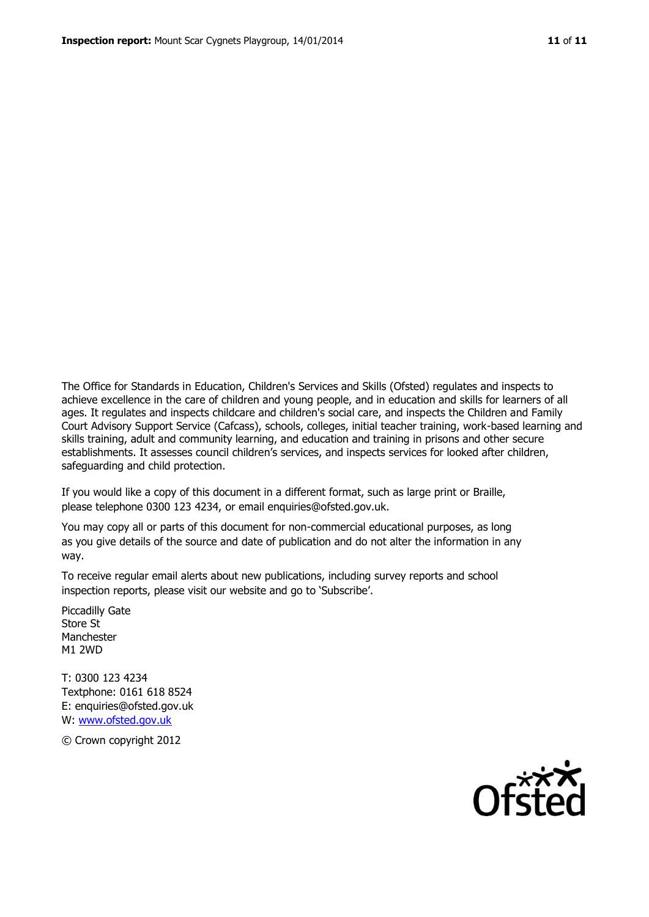The Office for Standards in Education, Children's Services and Skills (Ofsted) regulates and inspects to achieve excellence in the care of children and young people, and in education and skills for learners of all ages. It regulates and inspects childcare and children's social care, and inspects the Children and Family Court Advisory Support Service (Cafcass), schools, colleges, initial teacher training, work-based learning and skills training, adult and community learning, and education and training in prisons and other secure establishments. It assesses council children's services, and inspects services for looked after children, safeguarding and child protection.

If you would like a copy of this document in a different format, such as large print or Braille, please telephone 0300 123 4234, or email enquiries@ofsted.gov.uk.

You may copy all or parts of this document for non-commercial educational purposes, as long as you give details of the source and date of publication and do not alter the information in any way.

To receive regular email alerts about new publications, including survey reports and school inspection reports, please visit our website and go to 'Subscribe'.

Piccadilly Gate
Store St
Manchester
M1 2WD

T: 0300 123 4234
Textphone: 0161 618 8524
E: enquiries@ofsted.gov.uk
W: www.ofsted.gov.uk

© Crown copyright 2012

Ofsted